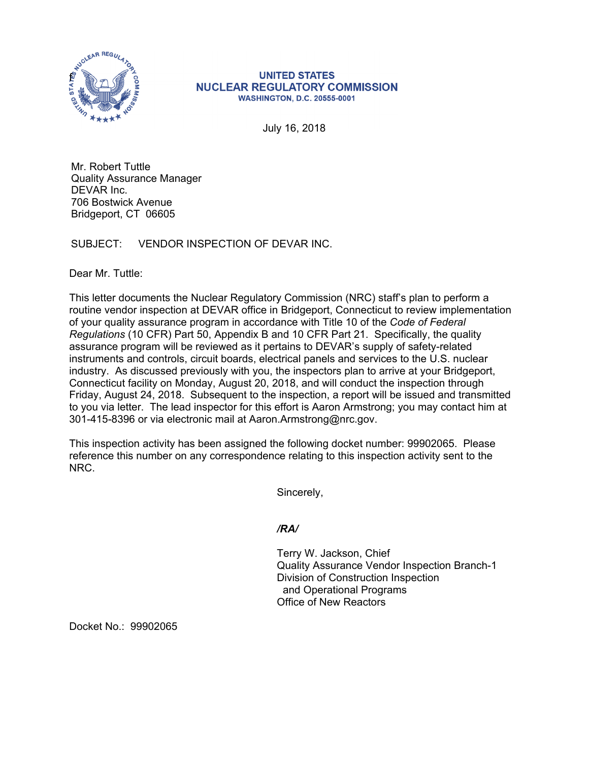**UNITED STATES**
**NUCLEAR REGULATORY COMMISSION**
**WASHINGTON, D.C. 20555-0001**

July 16, 2018

Mr. Robert Tuttle
Quality Assurance Manager
DEVAR Inc.
706 Bostwick Avenue
Bridgeport, CT 06605

SUBJECT: VENDOR INSPECTION OF DEVAR INC.

Dear Mr. Tuttle:

This letter documents the Nuclear Regulatory Commission (NRC) staff's plan to perform a routine vendor inspection at DEVAR office in Bridgeport, Connecticut to review implementation of your quality assurance program in accordance with Title 10 of the *Code of Federal Regulations* (10 CFR) Part 50, Appendix B and 10 CFR Part 21. Specifically, the quality assurance program will be reviewed as it pertains to DEVAR's supply of safety-related instruments and controls, circuit boards, electrical panels and services to the U.S. nuclear industry. As discussed previously with you, the inspectors plan to arrive at your Bridgeport, Connecticut facility on Monday, August 20, 2018, and will conduct the inspection through Friday, August 24, 2018. Subsequent to the inspection, a report will be issued and transmitted to you via letter. The lead inspector for this effort is Aaron Armstrong; you may contact him at 301-415-8396 or via electronic mail at Aaron.Armstrong@nrc.gov.

This inspection activity has been assigned the following docket number: 99902065. Please reference this number on any correspondence relating to this inspection activity sent to the NRC.

Sincerely,

***/RA/***

Terry W. Jackson, Chief
Quality Assurance Vendor Inspection Branch-1
Division of Construction Inspection
and Operational Programs
Office of New Reactors

Docket No.: 99902065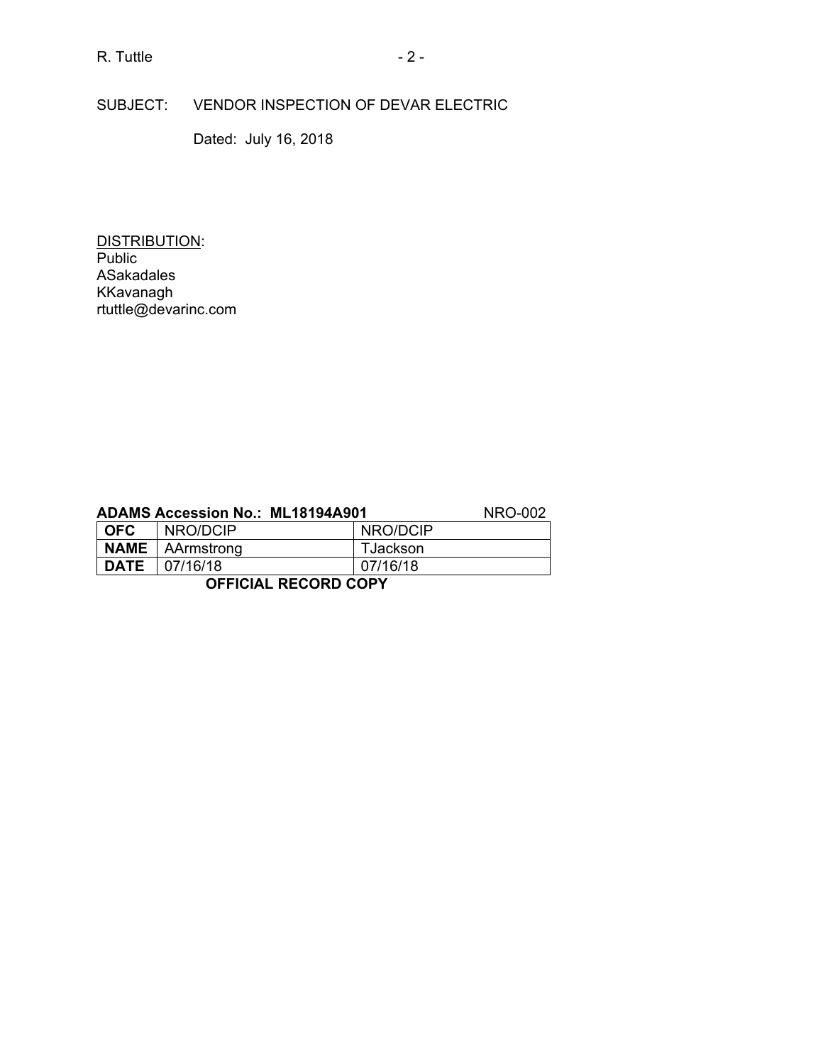SUBJECT: VENDOR INSPECTION OF DEVAR ELECTRIC

Dated: July 16, 2018

DISTRIBUTION:
Public
ASakadales
KKavanagh
rtuttle@devarinc.com

**ADAMS Accession No.: ML18194A901** NRO-002

| | | |
|---|---|---|
| **OFC** | NRO/DCIP | NRO/DCIP |
| **NAME** | AArmstrong | TJackson |
| **DATE** | 07/16/18 | 07/16/18 |

**OFFICIAL RECORD COPY**